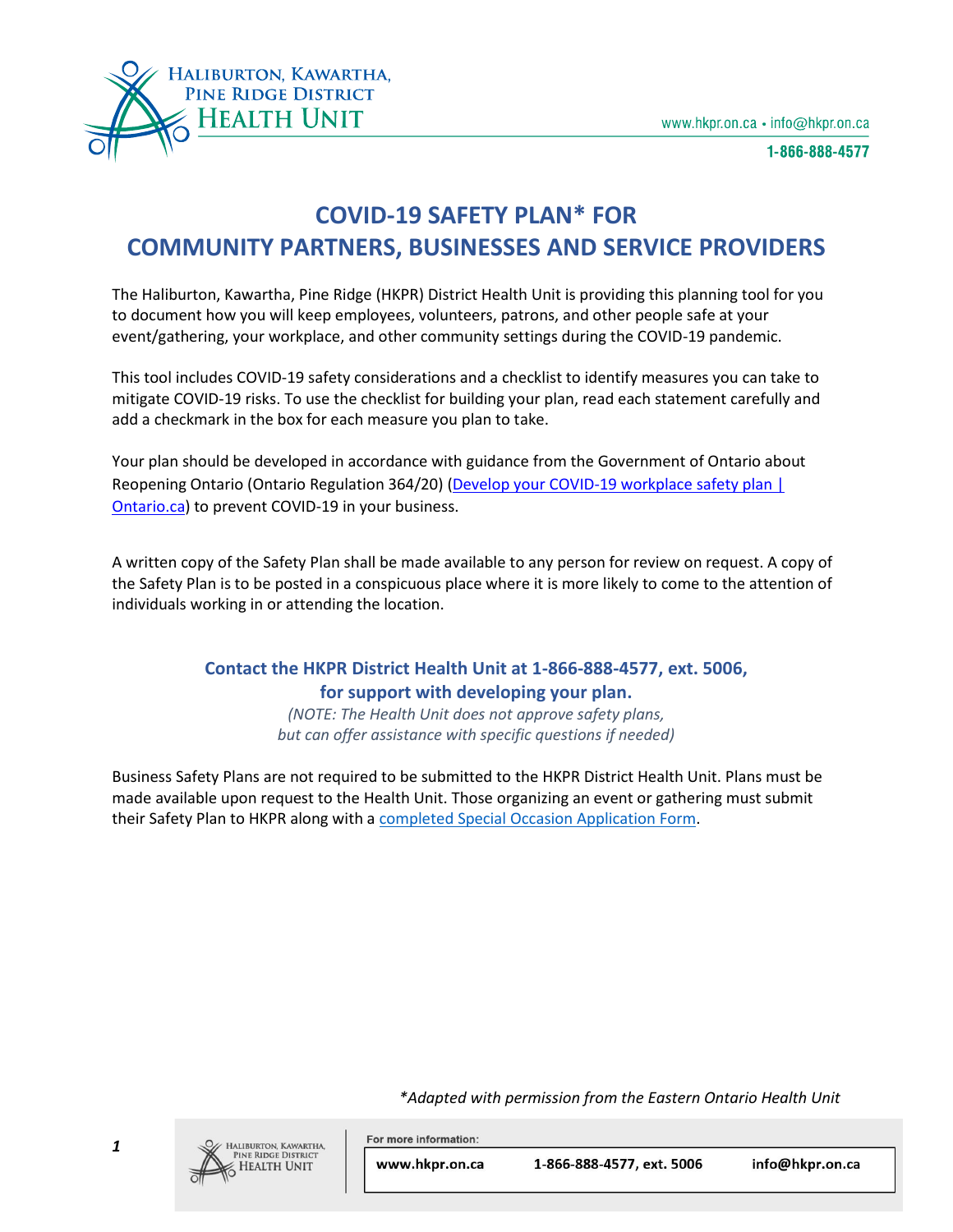# COVID-19 SAFETY PLAN* FOR COMMUNITY PARTNERS, BUSINESSES AND SERVICE PROVIDERS

The Haliburton, Kawartha, Pine Ridge (HKPR) District Health Unit is providing this planning tool for you to document how you will keep employees, volunteers, patrons, and other people safe at your event/gathering, your workplace, and other community settings during the COVID-19 pandemic.

This tool includes COVID-19 safety considerations and a checklist to identify measures you can take to mitigate COVID-19 risks. To use the checklist for building your plan, read each statement carefully and add a checkmark in the box for each measure you plan to take.

Your plan should be developed in accordance with guidance from the Government of Ontario about Reopening Ontario (Ontario Regulation 364/20) (Develop your COVID-19 workplace safety plan | Ontario.ca) to prevent COVID-19 in your business.

A written copy of the Safety Plan shall be made available to any person for review on request. A copy of the Safety Plan is to be posted in a conspicuous place where it is more likely to come to the attention of individuals working in or attending the location.

**Contact the HKPR District Health Unit at 1-866-888-4577, ext. 5006, for support with developing your plan.**

*(NOTE: The Health Unit does not approve safety plans, but can offer assistance with specific questions if needed)*

Business Safety Plans are not required to be submitted to the HKPR District Health Unit. Plans must be made available upon request to the Health Unit. Those organizing an event or gathering must submit their Safety Plan to HKPR along with a completed Special Occasion Application Form.

*\*Adapted with permission from the Eastern Ontario Health Unit*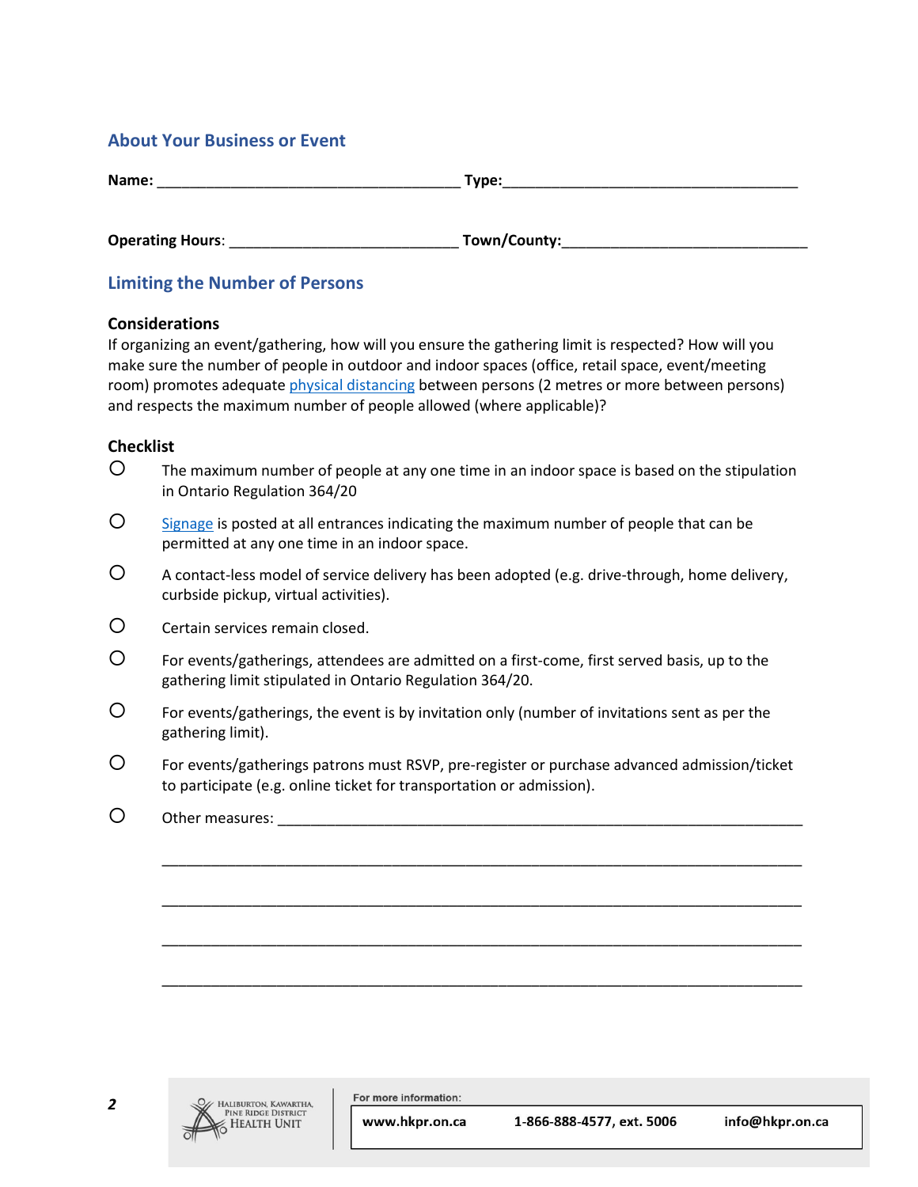## About Your Business or Event

**Name:** ______________________________________ **Type:**_____________________________________

**Operating Hours**: ____________________________ **Town/County:**______________________________

## Limiting the Number of Persons

### Considerations

If organizing an event/gathering, how will you ensure the gathering limit is respected? How will you make sure the number of people in outdoor and indoor spaces (office, retail space, event/meeting room) promotes adequate physical distancing between persons (2 metres or more between persons) and respects the maximum number of people allowed (where applicable)?

### Checklist

- ○ The maximum number of people at any one time in an indoor space is based on the stipulation in Ontario Regulation 364/20
- ○ Signage is posted at all entrances indicating the maximum number of people that can be permitted at any one time in an indoor space.
- ○ A contact-less model of service delivery has been adopted (e.g. drive-through, home delivery, curbside pickup, virtual activities).
- ○ Certain services remain closed.
- ○ For events/gatherings, attendees are admitted on a first-come, first served basis, up to the gathering limit stipulated in Ontario Regulation 364/20.
- ○ For events/gatherings, the event is by invitation only (number of invitations sent as per the gathering limit).
- ○ For events/gatherings patrons must RSVP, pre-register or purchase advanced admission/ticket to participate (e.g. online ticket for transportation or admission).
- ○ Other measures: _________________________________________________________________

  ___________________________________________________________________________

  ___________________________________________________________________________

  ___________________________________________________________________________

  ___________________________________________________________________________

For more information: www.hkpr.on.ca 1-866-888-4577, ext. 5006 info@hkpr.on.ca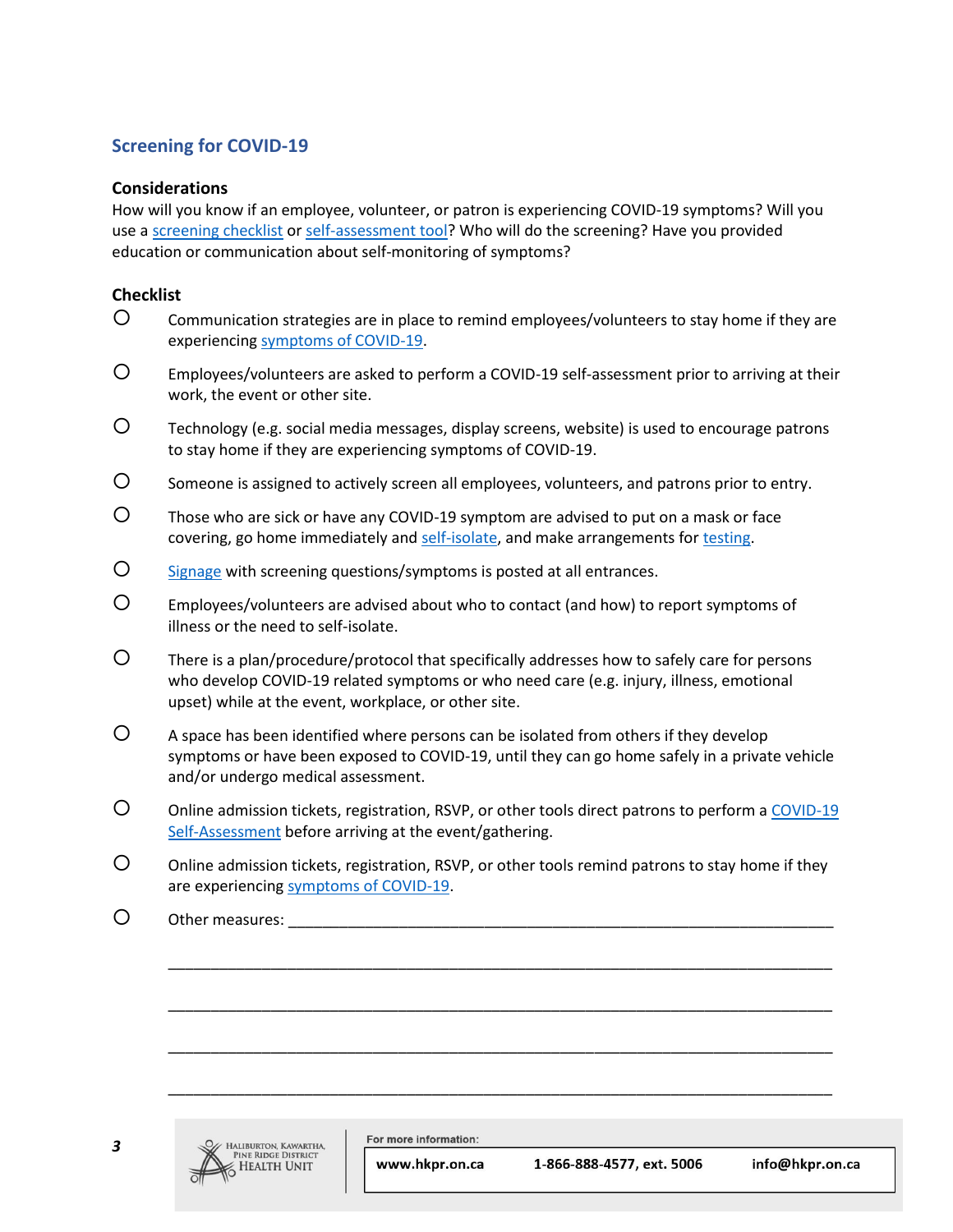## Screening for COVID-19

### Considerations

How will you know if an employee, volunteer, or patron is experiencing COVID-19 symptoms? Will you use a screening checklist or self-assessment tool? Who will do the screening? Have you provided education or communication about self-monitoring of symptoms?

### Checklist

- ○ Communication strategies are in place to remind employees/volunteers to stay home if they are experiencing symptoms of COVID-19.
- ○ Employees/volunteers are asked to perform a COVID-19 self-assessment prior to arriving at their work, the event or other site.
- ○ Technology (e.g. social media messages, display screens, website) is used to encourage patrons to stay home if they are experiencing symptoms of COVID-19.
- ○ Someone is assigned to actively screen all employees, volunteers, and patrons prior to entry.
- ○ Those who are sick or have any COVID-19 symptom are advised to put on a mask or face covering, go home immediately and self-isolate, and make arrangements for testing.
- ○ Signage with screening questions/symptoms is posted at all entrances.
- ○ Employees/volunteers are advised about who to contact (and how) to report symptoms of illness or the need to self-isolate.
- ○ There is a plan/procedure/protocol that specifically addresses how to safely care for persons who develop COVID-19 related symptoms or who need care (e.g. injury, illness, emotional upset) while at the event, workplace, or other site.
- ○ A space has been identified where persons can be isolated from others if they develop symptoms or have been exposed to COVID-19, until they can go home safely in a private vehicle and/or undergo medical assessment.
- ○ Online admission tickets, registration, RSVP, or other tools direct patrons to perform a COVID-19 Self-Assessment before arriving at the event/gathering.
- ○ Online admission tickets, registration, RSVP, or other tools remind patrons to stay home if they are experiencing symptoms of COVID-19.
- ○ Other measures: ______________________________________________________________

  ______________________________________________________________________________

  ______________________________________________________________________________

  ______________________________________________________________________________

  ______________________________________________________________________________

Haliburton, Kawartha, Pine Ridge District Health Unit

For more information: www.hkpr.on.ca | 1-866-888-4577, ext. 5006 | info@hkpr.on.ca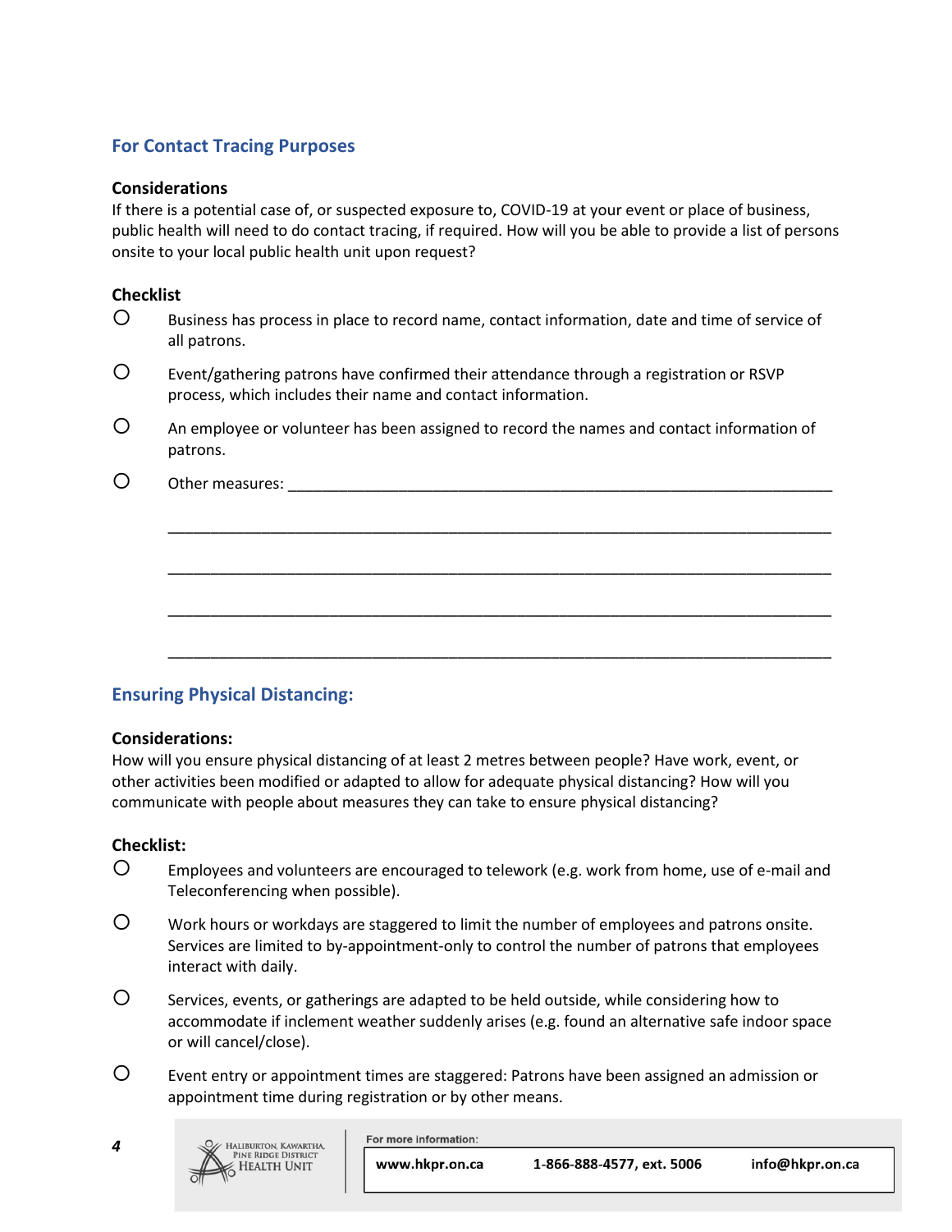## For Contact Tracing Purposes

**Considerations**

If there is a potential case of, or suspected exposure to, COVID-19 at your event or place of business, public health will need to do contact tracing, if required. How will you be able to provide a list of persons onsite to your local public health unit upon request?

**Checklist**

- ○ Business has process in place to record name, contact information, date and time of service of all patrons.
- ○ Event/gathering patrons have confirmed their attendance through a registration or RSVP process, which includes their name and contact information.
- ○ An employee or volunteer has been assigned to record the names and contact information of patrons.
- ○ Other measures: ____________________________________________________________

  ______________________________________________________________________

  ______________________________________________________________________

  ______________________________________________________________________

  ______________________________________________________________________

## Ensuring Physical Distancing:

**Considerations:**

How will you ensure physical distancing of at least 2 metres between people? Have work, event, or other activities been modified or adapted to allow for adequate physical distancing? How will you communicate with people about measures they can take to ensure physical distancing?

**Checklist:**

- ○ Employees and volunteers are encouraged to telework (e.g. work from home, use of e-mail and Teleconferencing when possible).
- ○ Work hours or workdays are staggered to limit the number of employees and patrons onsite. Services are limited to by-appointment-only to control the number of patrons that employees interact with daily.
- ○ Services, events, or gatherings are adapted to be held outside, while considering how to accommodate if inclement weather suddenly arises (e.g. found an alternative safe indoor space or will cancel/close).
- ○ Event entry or appointment times are staggered: Patrons have been assigned an admission or appointment time during registration or by other means.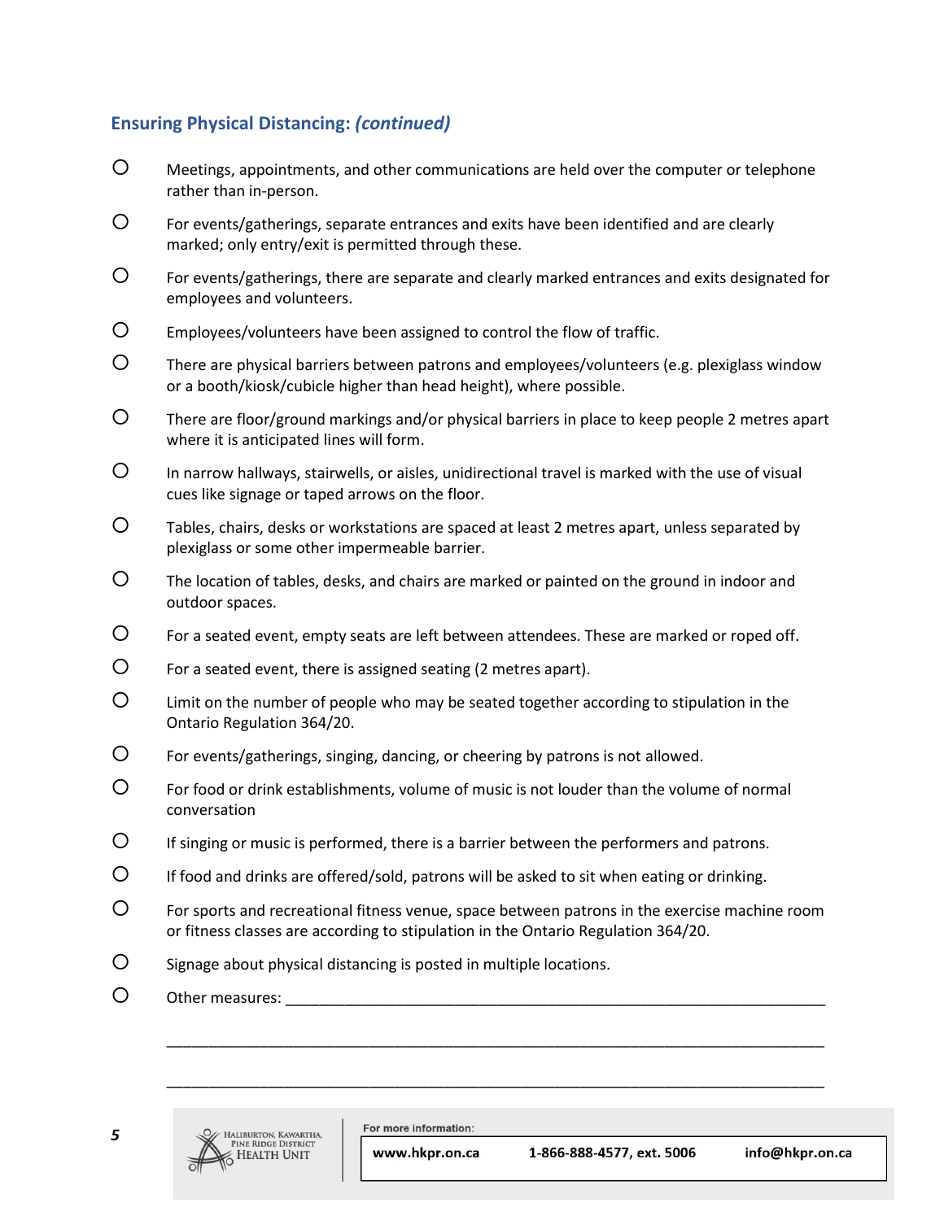### Ensuring Physical Distancing: *(continued)*

- ○ Meetings, appointments, and other communications are held over the computer or telephone rather than in-person.
- ○ For events/gatherings, separate entrances and exits have been identified and are clearly marked; only entry/exit is permitted through these.
- ○ For events/gatherings, there are separate and clearly marked entrances and exits designated for employees and volunteers.
- ○ Employees/volunteers have been assigned to control the flow of traffic.
- ○ There are physical barriers between patrons and employees/volunteers (e.g. plexiglass window or a booth/kiosk/cubicle higher than head height), where possible.
- ○ There are floor/ground markings and/or physical barriers in place to keep people 2 metres apart where it is anticipated lines will form.
- ○ In narrow hallways, stairwells, or aisles, unidirectional travel is marked with the use of visual cues like signage or taped arrows on the floor.
- ○ Tables, chairs, desks or workstations are spaced at least 2 metres apart, unless separated by plexiglass or some other impermeable barrier.
- ○ The location of tables, desks, and chairs are marked or painted on the ground in indoor and outdoor spaces.
- ○ For a seated event, empty seats are left between attendees. These are marked or roped off.
- ○ For a seated event, there is assigned seating (2 metres apart).
- ○ Limit on the number of people who may be seated together according to stipulation in the Ontario Regulation 364/20.
- ○ For events/gatherings, singing, dancing, or cheering by patrons is not allowed.
- ○ For food or drink establishments, volume of music is not louder than the volume of normal conversation
- ○ If singing or music is performed, there is a barrier between the performers and patrons.
- ○ If food and drinks are offered/sold, patrons will be asked to sit when eating or drinking.
- ○ For sports and recreational fitness venue, space between patrons in the exercise machine room or fitness classes are according to stipulation in the Ontario Regulation 364/20.
- ○ Signage about physical distancing is posted in multiple locations.
- ○ Other measures: ____________________________________________________________

  ______________________________________________________________________________

  ______________________________________________________________________________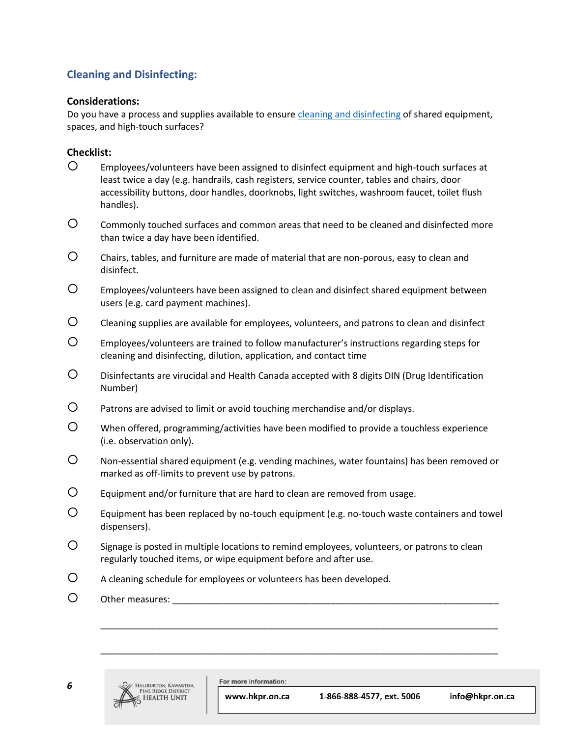## Cleaning and Disinfecting:

**Considerations:**

Do you have a process and supplies available to ensure cleaning and disinfecting of shared equipment, spaces, and high-touch surfaces?

**Checklist:**

- ○ Employees/volunteers have been assigned to disinfect equipment and high-touch surfaces at least twice a day (e.g. handrails, cash registers, service counter, tables and chairs, door accessibility buttons, door handles, doorknobs, light switches, washroom faucet, toilet flush handles).
- ○ Commonly touched surfaces and common areas that need to be cleaned and disinfected more than twice a day have been identified.
- ○ Chairs, tables, and furniture are made of material that are non-porous, easy to clean and disinfect.
- ○ Employees/volunteers have been assigned to clean and disinfect shared equipment between users (e.g. card payment machines).
- ○ Cleaning supplies are available for employees, volunteers, and patrons to clean and disinfect
- ○ Employees/volunteers are trained to follow manufacturer's instructions regarding steps for cleaning and disinfecting, dilution, application, and contact time
- ○ Disinfectants are virucidal and Health Canada accepted with 8 digits DIN (Drug Identification Number)
- ○ Patrons are advised to limit or avoid touching merchandise and/or displays.
- ○ When offered, programming/activities have been modified to provide a touchless experience (i.e. observation only).
- ○ Non-essential shared equipment (e.g. vending machines, water fountains) has been removed or marked as off-limits to prevent use by patrons.
- ○ Equipment and/or furniture that are hard to clean are removed from usage.
- ○ Equipment has been replaced by no-touch equipment (e.g. no-touch waste containers and towel dispensers).
- ○ Signage is posted in multiple locations to remind employees, volunteers, or patrons to clean regularly touched items, or wipe equipment before and after use.
- ○ A cleaning schedule for employees or volunteers has been developed.
- ○ Other measures: ______________________________________________________________

  ______________________________________________________________________________

  ______________________________________________________________________________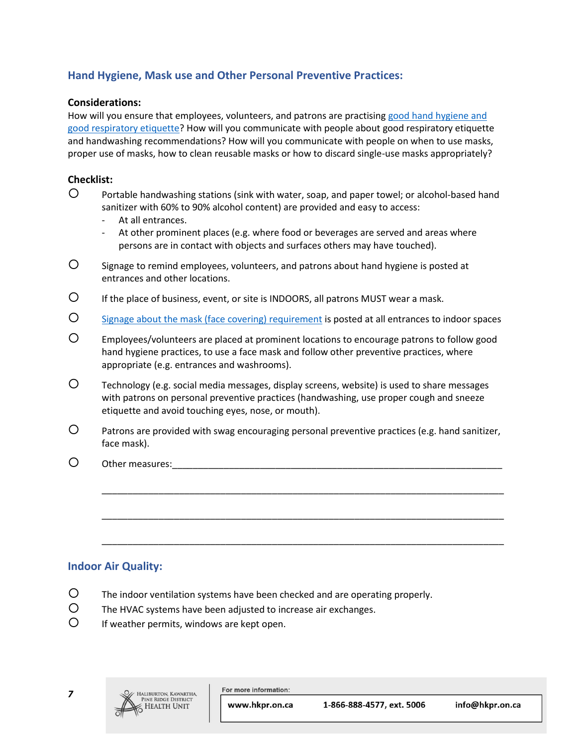## Hand Hygiene, Mask use and Other Personal Preventive Practices:

**Considerations:**

How will you ensure that employees, volunteers, and patrons are practising good hand hygiene and good respiratory etiquette? How will you communicate with people about good respiratory etiquette and handwashing recommendations? How will you communicate with people on when to use masks, proper use of masks, how to clean reusable masks or how to discard single-use masks appropriately?

**Checklist:**

- ○ Portable handwashing stations (sink with water, soap, and paper towel; or alcohol-based hand sanitizer with 60% to 90% alcohol content) are provided and easy to access:
  - At all entrances.
  - At other prominent places (e.g. where food or beverages are served and areas where persons are in contact with objects and surfaces others may have touched).
- ○ Signage to remind employees, volunteers, and patrons about hand hygiene is posted at entrances and other locations.
- ○ If the place of business, event, or site is INDOORS, all patrons MUST wear a mask.
- ○ Signage about the mask (face covering) requirement is posted at all entrances to indoor spaces
- ○ Employees/volunteers are placed at prominent locations to encourage patrons to follow good hand hygiene practices, to use a face mask and follow other preventive practices, where appropriate (e.g. entrances and washrooms).
- ○ Technology (e.g. social media messages, display screens, website) is used to share messages with patrons on personal preventive practices (handwashing, use proper cough and sneeze etiquette and avoid touching eyes, nose, or mouth).
- ○ Patrons are provided with swag encouraging personal preventive practices (e.g. hand sanitizer, face mask).
- ○ Other measures:_______________________________________________________________

  ___________________________________________________________________________

  ___________________________________________________________________________

  ___________________________________________________________________________

## Indoor Air Quality:

- ○ The indoor ventilation systems have been checked and are operating properly.
- ○ The HVAC systems have been adjusted to increase air exchanges.
- ○ If weather permits, windows are kept open.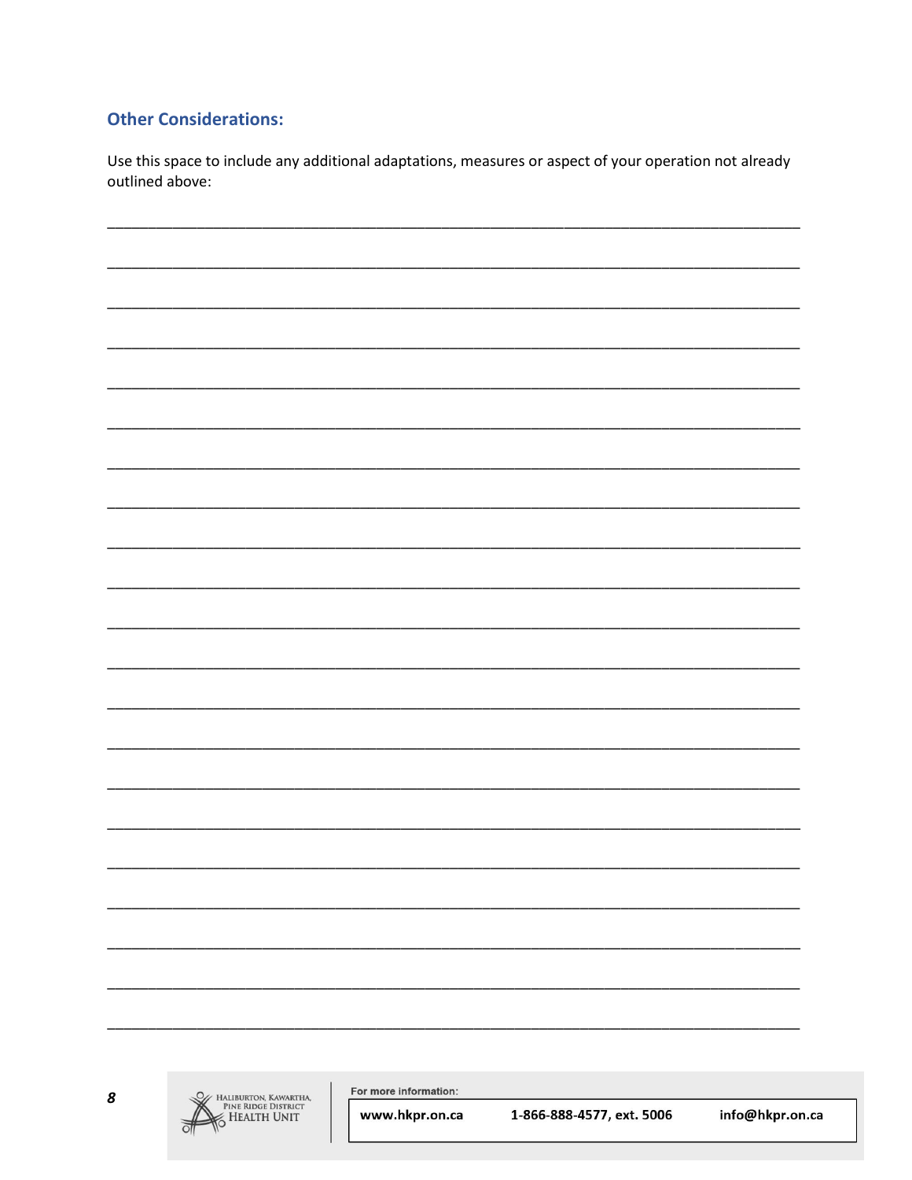## Other Considerations:

Use this space to include any additional adaptations, measures or aspect of your operation not already outlined above:

___________________________________________________________________________

___________________________________________________________________________

___________________________________________________________________________

___________________________________________________________________________

___________________________________________________________________________

___________________________________________________________________________

___________________________________________________________________________

___________________________________________________________________________

___________________________________________________________________________

___________________________________________________________________________

___________________________________________________________________________

___________________________________________________________________________

___________________________________________________________________________

___________________________________________________________________________

___________________________________________________________________________

___________________________________________________________________________

___________________________________________________________________________

___________________________________________________________________________

___________________________________________________________________________

___________________________________________________________________________

___________________________________________________________________________